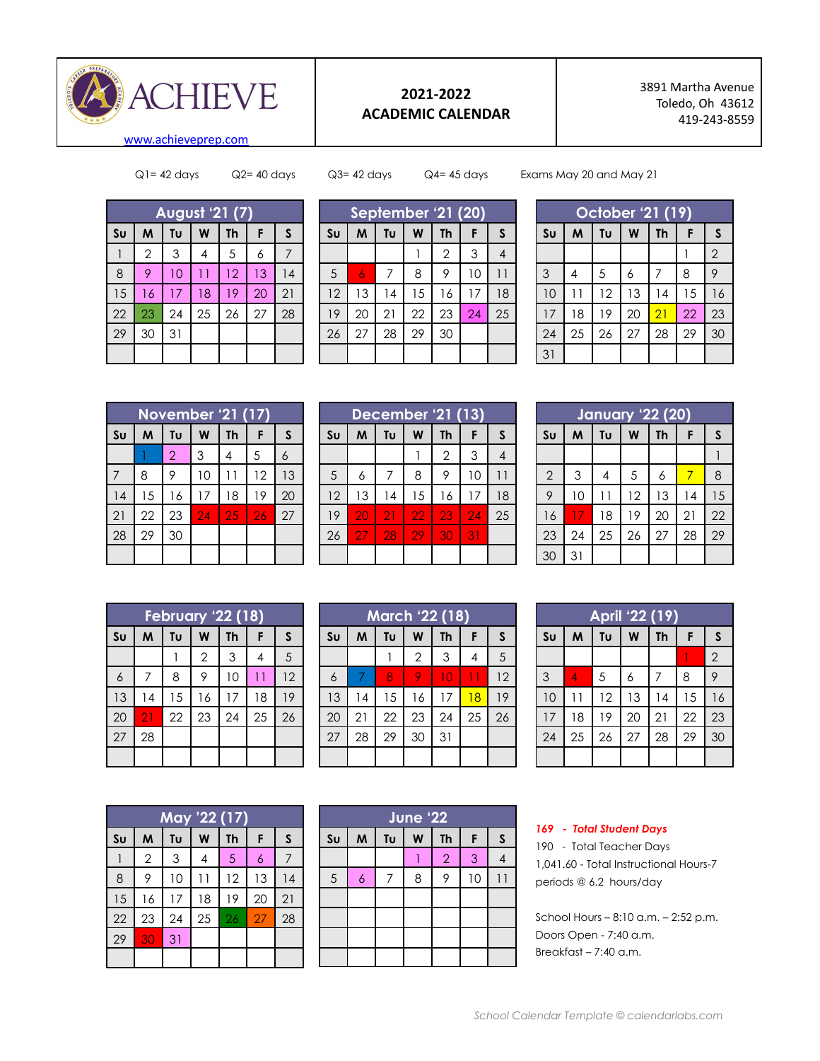ACHIEVE

www.achieveprep.com

# 2021-2022 ACADEMIC CALENDAR

3891 Martha Avenue
Toledo, Oh 43612
419-243-8559

Q1= 42 days Q2= 40 days Q3= 42 days Q4= 45 days Exams May 20 and May 21

### August '21 (7)

| Su | M | Tu | W | Th | F | S |
|---|---|---|---|---|---|---|
| 1 | 2 | 3 | 4 | 5 | 6 | 7 |
| 8 | 9 | 10 | 11 | 12 | 13 | 14 |
| 15 | 16 | 17 | 18 | 19 | 20 | 21 |
| 22 | 23 | 24 | 25 | 26 | 27 | 28 |
| 29 | 30 | 31 | | | | |

### September '21 (20)

| Su | M | Tu | W | Th | F | S |
|---|---|---|---|---|---|---|
| | | | 1 | 2 | 3 | 4 |
| 5 | 6 | 7 | 8 | 9 | 10 | 11 |
| 12 | 13 | 14 | 15 | 16 | 17 | 18 |
| 19 | 20 | 21 | 22 | 23 | 24 | 25 |
| 26 | 27 | 28 | 29 | 30 | | |

### October '21 (19)

| Su | M | Tu | W | Th | F | S |
|---|---|---|---|---|---|---|
| | | | | | 1 | 2 |
| 3 | 4 | 5 | 6 | 7 | 8 | 9 |
| 10 | 11 | 12 | 13 | 14 | 15 | 16 |
| 17 | 18 | 19 | 20 | 21 | 22 | 23 |
| 24 | 25 | 26 | 27 | 28 | 29 | 30 |
| 31 | | | | | | |

### November '21 (17)

| Su | M | Tu | W | Th | F | S |
|---|---|---|---|---|---|---|
| | 1 | 2 | 3 | 4 | 5 | 6 |
| 7 | 8 | 9 | 10 | 11 | 12 | 13 |
| 14 | 15 | 16 | 17 | 18 | 19 | 20 |
| 21 | 22 | 23 | 24 | 25 | 26 | 27 |
| 28 | 29 | 30 | | | | |

### December '21 (13)

| Su | M | Tu | W | Th | F | S |
|---|---|---|---|---|---|---|
| | | | 1 | 2 | 3 | 4 |
| 5 | 6 | 7 | 8 | 9 | 10 | 11 |
| 12 | 13 | 14 | 15 | 16 | 17 | 18 |
| 19 | 20 | 21 | 22 | 23 | 24 | 25 |
| 26 | 27 | 28 | 29 | 30 | 31 | |

### January '22 (20)

| Su | M | Tu | W | Th | F | S |
|---|---|---|---|---|---|---|
| | | | | | | 1 |
| 2 | 3 | 4 | 5 | 6 | 7 | 8 |
| 9 | 10 | 11 | 12 | 13 | 14 | 15 |
| 16 | 17 | 18 | 19 | 20 | 21 | 22 |
| 23 | 24 | 25 | 26 | 27 | 28 | 29 |
| 30 | 31 | | | | | |

### February '22 (18)

| Su | M | Tu | W | Th | F | S |
|---|---|---|---|---|---|---|
| | | 1 | 2 | 3 | 4 | 5 |
| 6 | 7 | 8 | 9 | 10 | 11 | 12 |
| 13 | 14 | 15 | 16 | 17 | 18 | 19 |
| 20 | 21 | 22 | 23 | 24 | 25 | 26 |
| 27 | 28 | | | | | |

### March '22 (18)

| Su | M | Tu | W | Th | F | S |
|---|---|---|---|---|---|---|
| | | 1 | 2 | 3 | 4 | 5 |
| 6 | 7 | 8 | 9 | 10 | 11 | 12 |
| 13 | 14 | 15 | 16 | 17 | 18 | 19 |
| 20 | 21 | 22 | 23 | 24 | 25 | 26 |
| 27 | 28 | 29 | 30 | 31 | | |

### April '22 (19)

| Su | M | Tu | W | Th | F | S |
|---|---|---|---|---|---|---|
| | | | | | 1 | 2 |
| 3 | 4 | 5 | 6 | 7 | 8 | 9 |
| 10 | 11 | 12 | 13 | 14 | 15 | 16 |
| 17 | 18 | 19 | 20 | 21 | 22 | 23 |
| 24 | 25 | 26 | 27 | 28 | 29 | 30 |

### May '22 (17)

| Su | M | Tu | W | Th | F | S |
|---|---|---|---|---|---|---|
| 1 | 2 | 3 | 4 | 5 | 6 | 7 |
| 8 | 9 | 10 | 11 | 12 | 13 | 14 |
| 15 | 16 | 17 | 18 | 19 | 20 | 21 |
| 22 | 23 | 24 | 25 | 26 | 27 | 28 |
| 29 | 30 | 31 | | | | |

### June '22

| Su | M | Tu | W | Th | F | S |
|---|---|---|---|---|---|---|
| | | | 1 | 2 | 3 | 4 |
| 5 | 6 | 7 | 8 | 9 | 10 | 11 |

***169 - Total Student Days***

190 - Total Teacher Days

1,041.60 - Total Instructional Hours-7 periods @ 6.2 hours/day

School Hours – 8:10 a.m. – 2:52 p.m.

Doors Open - 7:40 a.m.

Breakfast – 7:40 a.m.

*School Calendar Template © calendarlabs.com*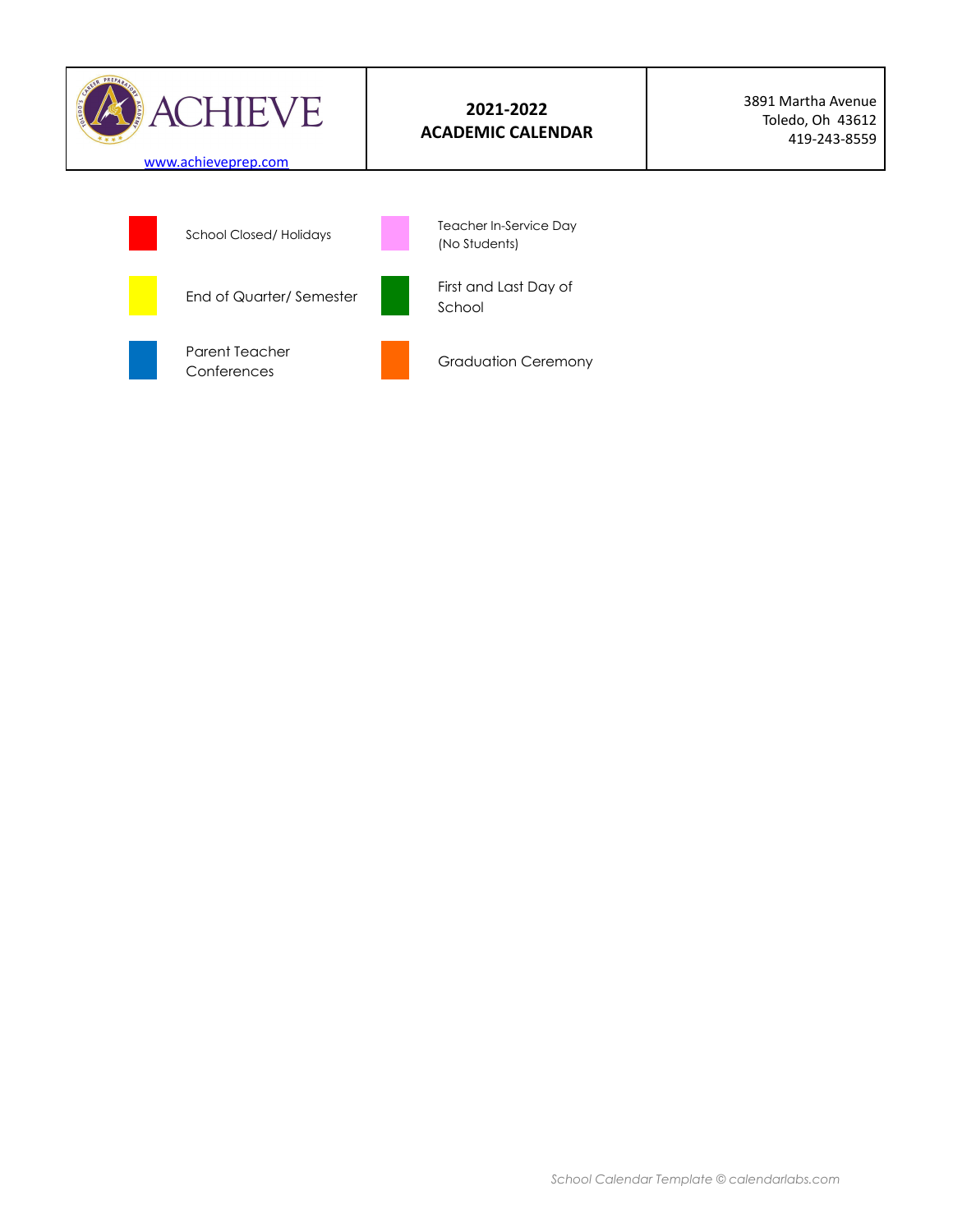| | | |
|---|---|---|
| ACHIEVE<br>www.achieveprep.com | **2021-2022**<br>**ACADEMIC CALENDAR** | 3891 Martha Avenue<br>Toledo, Oh 43612<br>419-243-8559 |

| | |
|---|---|
| School Closed/ Holidays | Teacher In-Service Day (No Students) |
| End of Quarter/ Semester | First and Last Day of School |
| Parent Teacher Conferences | Graduation Ceremony |

*School Calendar Template © calendarlabs.com*